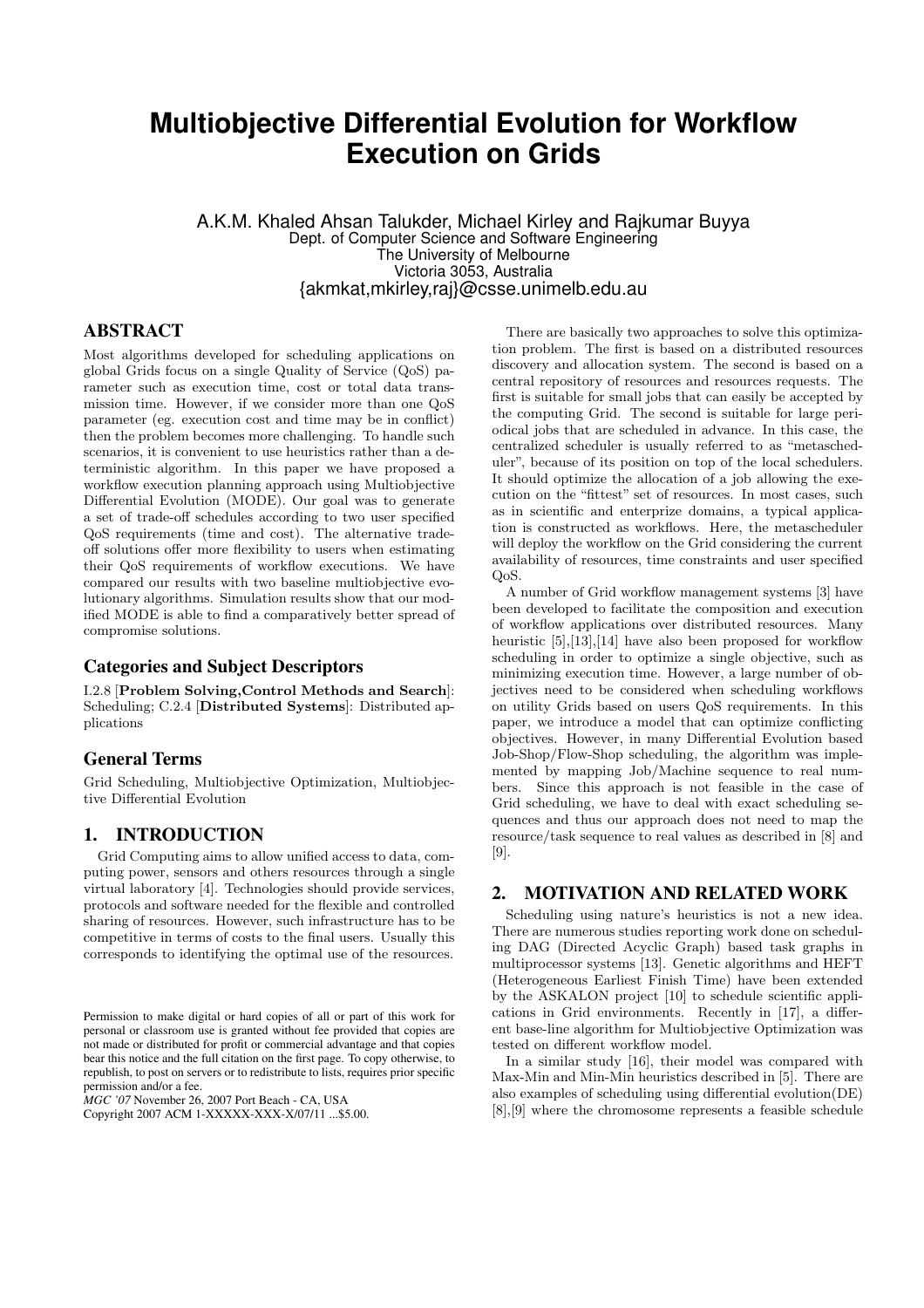# Multiobjective Differential Evolution for Workflow Execution on Grids

A.K.M. Khaled Ahsan Talukder, Michael Kirley and Rajkumar Buyya
Dept. of Computer Science and Software Engineering
The University of Melbourne
Victoria 3053, Australia
{akmkat,mkirley,raj}@csse.unimelb.edu.au

## ABSTRACT

Most algorithms developed for scheduling applications on global Grids focus on a single Quality of Service (QoS) parameter such as execution time, cost or total data transmission time. However, if we consider more than one QoS parameter (eg. execution cost and time may be in conflict) then the problem becomes more challenging. To handle such scenarios, it is convenient to use heuristics rather than a deterministic algorithm. In this paper we have proposed a workflow execution planning approach using Multiobjective Differential Evolution (MODE). Our goal was to generate a set of trade-off schedules according to two user specified QoS requirements (time and cost). The alternative trade-off solutions offer more flexibility to users when estimating their QoS requirements of workflow executions. We have compared our results with two baseline multiobjective evolutionary algorithms. Simulation results show that our modified MODE is able to find a comparatively better spread of compromise solutions.

## Categories and Subject Descriptors

I.2.8 [**Problem Solving,Control Methods and Search**]: Scheduling; C.2.4 [**Distributed Systems**]: Distributed applications

## General Terms

Grid Scheduling, Multiobjective Optimization, Multiobjective Differential Evolution

## 1. INTRODUCTION

Grid Computing aims to allow unified access to data, computing power, sensors and others resources through a single virtual laboratory [4]. Technologies should provide services, protocols and software needed for the flexible and controlled sharing of resources. However, such infrastructure has to be competitive in terms of costs to the final users. Usually this corresponds to identifying the optimal use of the resources.

Permission to make digital or hard copies of all or part of this work for personal or classroom use is granted without fee provided that copies are not made or distributed for profit or commercial advantage and that copies bear this notice and the full citation on the first page. To copy otherwise, to republish, to post on servers or to redistribute to lists, requires prior specific permission and/or a fee.
*MGC '07* November 26, 2007 Port Beach - CA, USA
Copyright 2007 ACM 1-XXXXX-XXX-X/07/11 ...$5.00.

There are basically two approaches to solve this optimization problem. The first is based on a distributed resources discovery and allocation system. The second is based on a central repository of resources and resources requests. The first is suitable for small jobs that can easily be accepted by the computing Grid. The second is suitable for large periodical jobs that are scheduled in advance. In this case, the centralized scheduler is usually referred to as "metascheduler", because of its position on top of the local schedulers. It should optimize the allocation of a job allowing the execution on the "fittest" set of resources. In most cases, such as in scientific and enterprize domains, a typical application is constructed as workflows. Here, the metascheduler will deploy the workflow on the Grid considering the current availability of resources, time constraints and user specified QoS.

A number of Grid workflow management systems [3] have been developed to facilitate the composition and execution of workflow applications over distributed resources. Many heuristic [5],[13],[14] have also been proposed for workflow scheduling in order to optimize a single objective, such as minimizing execution time. However, a large number of objectives need to be considered when scheduling workflows on utility Grids based on users QoS requirements. In this paper, we introduce a model that can optimize conflicting objectives. However, in many Differential Evolution based Job-Shop/Flow-Shop scheduling, the algorithm was implemented by mapping Job/Machine sequence to real numbers. Since this approach is not feasible in the case of Grid scheduling, we have to deal with exact scheduling sequences and thus our approach does not need to map the resource/task sequence to real values as described in [8] and [9].

## 2. MOTIVATION AND RELATED WORK

Scheduling using nature's heuristics is not a new idea. There are numerous studies reporting work done on scheduling DAG (Directed Acyclic Graph) based task graphs in multiprocessor systems [13]. Genetic algorithms and HEFT (Heterogeneous Earliest Finish Time) have been extended by the ASKALON project [10] to schedule scientific applications in Grid environments. Recently in [17], a different base-line algorithm for Multiobjective Optimization was tested on different workflow model.

In a similar study [16], their model was compared with Max-Min and Min-Min heuristics described in [5]. There are also examples of scheduling using differential evolution(DE) [8],[9] where the chromosome represents a feasible schedule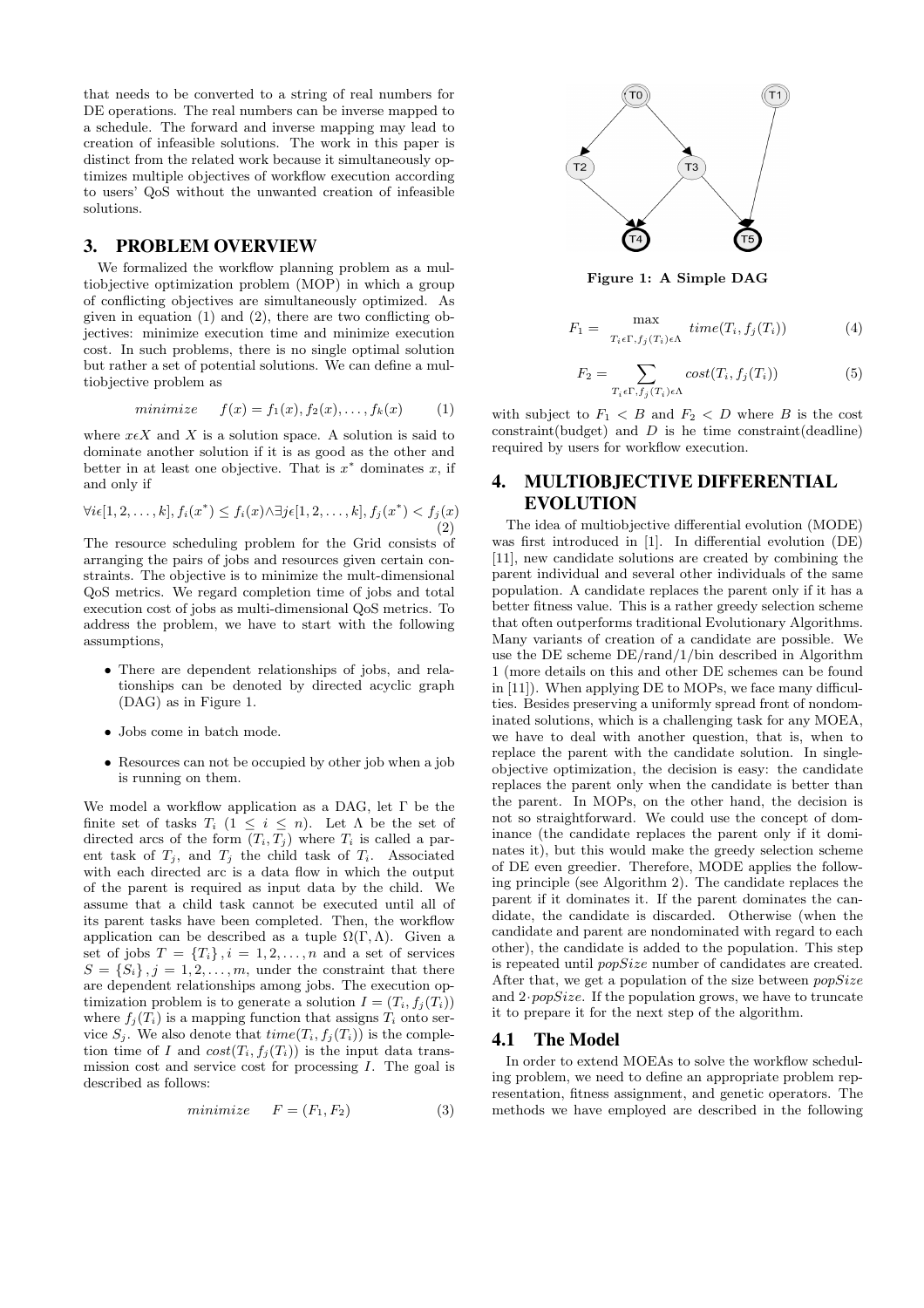that needs to be converted to a string of real numbers for DE operations. The real numbers can be inverse mapped to a schedule. The forward and inverse mapping may lead to creation of infeasible solutions. The work in this paper is distinct from the related work because it simultaneously optimizes multiple objectives of workflow execution according to users' QoS without the unwanted creation of infeasible solutions.

## 3. PROBLEM OVERVIEW

We formalized the workflow planning problem as a multiobjective optimization problem (MOP) in which a group of conflicting objectives are simultaneously optimized. As given in equation (1) and (2), there are two conflicting objectives: minimize execution time and minimize execution cost. In such problems, there is no single optimal solution but rather a set of potential solutions. We can define a multiobjective problem as

$$minimize \quad f(x) = f_1(x), f_2(x), \ldots, f_k(x) \tag{1}$$

where $x \epsilon X$ and $X$ is a solution space. A solution is said to dominate another solution if it is as good as the other and better in at least one objective. That is $x^*$ dominates $x$, if and only if

$$\forall i \epsilon [1, 2, \ldots, k], f_i(x^*) \leq f_i(x) \wedge \exists j \epsilon [1, 2, \ldots, k], f_j(x^*) < f_j(x) \tag{2}$$

The resource scheduling problem for the Grid consists of arranging the pairs of jobs and resources given certain constraints. The objective is to minimize the mult-dimensional QoS metrics. We regard completion time of jobs and total execution cost of jobs as multi-dimensional QoS metrics. To address the problem, we have to start with the following assumptions,

- There are dependent relationships of jobs, and relationships can be denoted by directed acyclic graph (DAG) as in Figure 1.
- Jobs come in batch mode.
- Resources can not be occupied by other job when a job is running on them.

We model a workflow application as a DAG, let $\Gamma$ be the finite set of tasks $T_i$ $(1 \leq i \leq n)$. Let $\Lambda$ be the set of directed arcs of the form $(T_i, T_j)$ where $T_i$ is called a parent task of $T_j$, and $T_j$ the child task of $T_i$. Associated with each directed arc is a data flow in which the output of the parent is required as input data by the child. We assume that a child task cannot be executed until all of its parent tasks have been completed. Then, the workflow application can be described as a tuple $\Omega(\Gamma, \Lambda)$. Given a set of jobs $T = \{T_i\}, i = 1, 2, \ldots, n$ and a set of services $S = \{S_i\}, j = 1, 2, \ldots, m$, under the constraint that there are dependent relationships among jobs. The execution optimization problem is to generate a solution $I = (T_i, f_j(T_i))$ where $f_j(T_i)$ is a mapping function that assigns $T_i$ onto service $S_j$. We also denote that $time(T_i, f_j(T_i))$ is the completion time of $I$ and $cost(T_i, f_j(T_i))$ is the input data transmission cost and service cost for processing $I$. The goal is described as follows:

$$minimize \quad F = (F_1, F_2) \tag{3}$$

Figure 1: A Simple DAG

$$F_1 = \max_{T_i \epsilon \Gamma, f_j(T_i) \epsilon \Lambda} time(T_i, f_j(T_i)) \tag{4}$$

$$F_2 = \sum_{T_i \epsilon \Gamma, f_j(T_i) \epsilon \Lambda} cost(T_i, f_j(T_i)) \tag{5}$$

with subject to $F_1 < B$ and $F_2 < D$ where $B$ is the cost constraint(budget) and $D$ is he time constraint(deadline) required by users for workflow execution.

## 4. MULTIOBJECTIVE DIFFERENTIAL EVOLUTION

The idea of multiobjective differential evolution (MODE) was first introduced in [1]. In differential evolution (DE) [11], new candidate solutions are created by combining the parent individual and several other individuals of the same population. A candidate replaces the parent only if it has a better fitness value. This is a rather greedy selection scheme that often outperforms traditional Evolutionary Algorithms. Many variants of creation of a candidate are possible. We use the DE scheme DE/rand/1/bin described in Algorithm 1 (more details on this and other DE schemes can be found in [11]). When applying DE to MOPs, we face many difficulties. Besides preserving a uniformly spread front of nondominated solutions, which is a challenging task for any MOEA, we have to deal with another question, that is, when to replace the parent with the candidate solution. In single-objective optimization, the decision is easy: the candidate replaces the parent only when the candidate is better than the parent. In MOPs, on the other hand, the decision is not so straightforward. We could use the concept of dominance (the candidate replaces the parent only if it dominates it), but this would make the greedy selection scheme of DE even greedier. Therefore, MODE applies the following principle (see Algorithm 2). The candidate replaces the parent if it dominates it. If the parent dominates the candidate, the candidate is discarded. Otherwise (when the candidate and parent are nondominated with regard to each other), the candidate is added to the population. This step is repeated until *popSize* number of candidates are created. After that, we get a population of the size between *popSize* and $2 \cdot popSize$. If the population grows, we have to truncate it to prepare it for the next step of the algorithm.

### 4.1 The Model

In order to extend MOEAs to solve the workflow scheduling problem, we need to define an appropriate problem representation, fitness assignment, and genetic operators. The methods we have employed are described in the following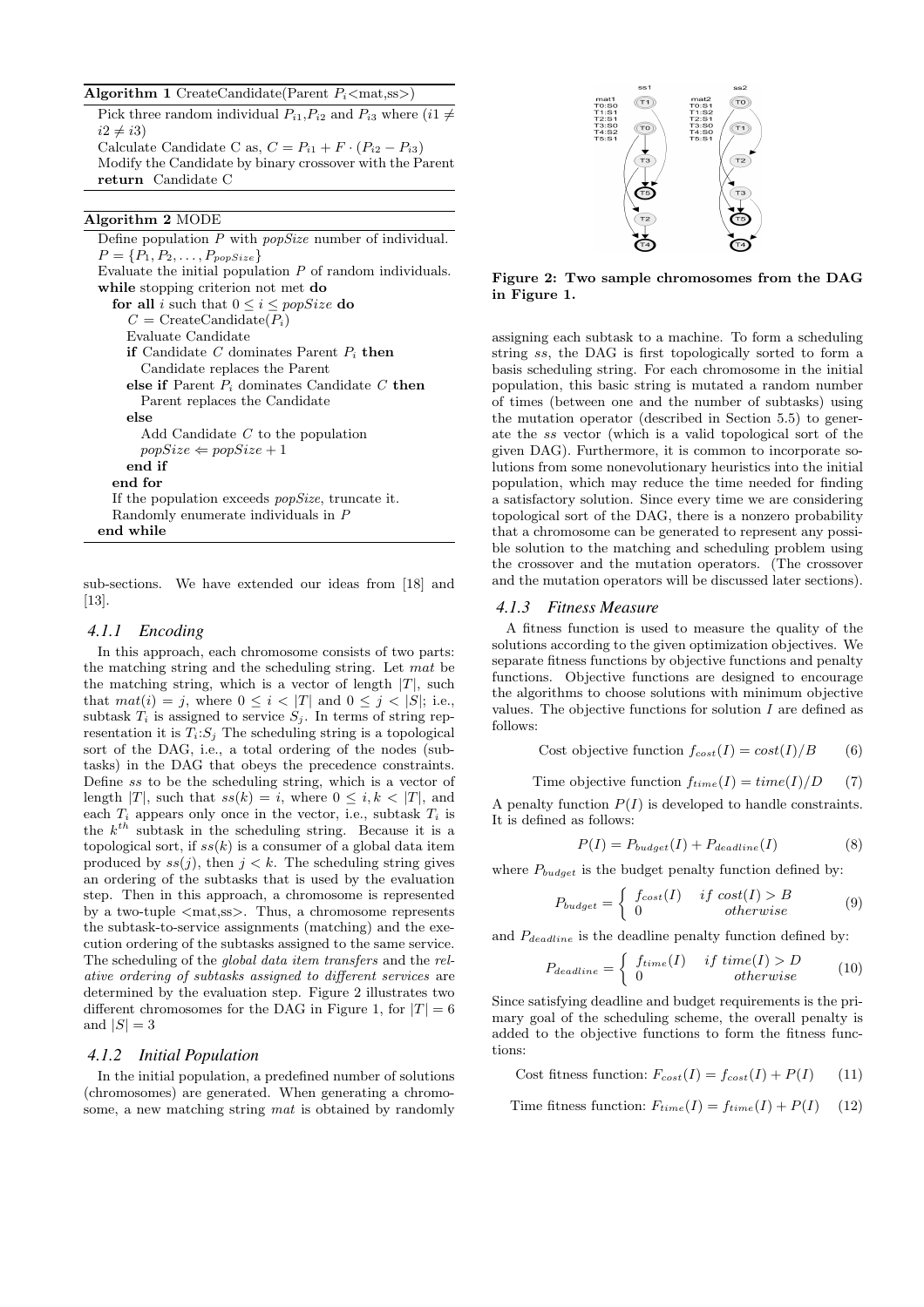**Algorithm 1** CreateCandidate(Parent $P_i$<mat,ss>)

Pick three random individual $P_{i1}$,$P_{i2}$ and $P_{i3}$ where ($i1 \neq i2 \neq i3$)
Calculate Candidate C as, $C = P_{i1} + F \cdot (P_{i2} - P_{i3})$
Modify the Candidate by binary crossover with the Parent
**return** Candidate C

**Algorithm 2** MODE

```
Define population P with popSize number of individual.
P = {P_1, P_2, ..., P_popSize}
Evaluate the initial population P of random individuals.
while stopping criterion not met do
  for all i such that 0 ≤ i ≤ popSize do
    C = CreateCandidate(P_i)
    Evaluate Candidate
    if Candidate C dominates Parent P_i then
      Candidate replaces the Parent
    else if Parent P_i dominates Candidate C then
      Parent replaces the Candidate
    else
      Add Candidate C to the population
      popSize ⇐ popSize + 1
    end if
  end for
  If the population exceeds popSize, truncate it.
  Randomly enumerate individuals in P
end while
```

sub-sections. We have extended our ideas from [18] and [13].

#### 4.1.1 Encoding

In this approach, each chromosome consists of two parts: the matching string and the scheduling string. Let *mat* be the matching string, which is a vector of length $|T|$, such that $mat(i) = j$, where $0 \leq i < |T|$ and $0 \leq j < |S|$; i.e., subtask $T_i$ is assigned to service $S_j$. In terms of string representation it is $T_i$:$S_j$ The scheduling string is a topological sort of the DAG, i.e., a total ordering of the nodes (subtasks) in the DAG that obeys the precedence constraints. Define *ss* to be the scheduling string, which is a vector of length $|T|$, such that $ss(k) = i$, where $0 \leq i, k < |T|$, and each $T_i$ appears only once in the vector, i.e., subtask $T_i$ is the $k^{th}$ subtask in the scheduling string. Because it is a topological sort, if $ss(k)$ is a consumer of a global data item produced by $ss(j)$, then $j < k$. The scheduling string gives an ordering of the subtasks that is used by the evaluation step. Then in this approach, a chromosome is represented by a two-tuple <mat,ss>. Thus, a chromosome represents the subtask-to-service assignments (matching) and the execution ordering of the subtasks assigned to the same service. The scheduling of the *global data item transfers* and the *relative ordering of subtasks assigned to different services* are determined by the evaluation step. Figure 2 illustrates two different chromosomes for the DAG in Figure 1, for $|T| = 6$ and $|S| = 3$

#### 4.1.2 Initial Population

In the initial population, a predefined number of solutions (chromosomes) are generated. When generating a chromosome, a new matching string *mat* is obtained by randomly assigning each subtask to a machine. To form a scheduling string *ss*, the DAG is first topologically sorted to form a basis scheduling string. For each chromosome in the initial population, this basic string is mutated a random number of times (between one and the number of subtasks) using the mutation operator (described in Section 5.5) to generate the *ss* vector (which is a valid topological sort of the given DAG). Furthermore, it is common to incorporate solutions from some nonevolutionary heuristics into the initial population, which may reduce the time needed for finding a satisfactory solution. Since every time we are considering topological sort of the DAG, there is a nonzero probability that a chromosome can be generated to represent any possible solution to the matching and scheduling problem using the crossover and the mutation operators. (The crossover and the mutation operators will be discussed later sections).

**Figure 2: Two sample chromosomes from the DAG in Figure 1.**

#### 4.1.3 Fitness Measure

A fitness function is used to measure the quality of the solutions according to the given optimization objectives. We separate fitness functions by objective functions and penalty functions. Objective functions are designed to encourage the algorithms to choose solutions with minimum objective values. The objective functions for solution $I$ are defined as follows:

$$\text{Cost objective function } f_{cost}(I) = cost(I)/B \tag{6}$$

$$\text{Time objective function } f_{time}(I) = time(I)/D \tag{7}$$

A penalty function $P(I)$ is developed to handle constraints. It is defined as follows:

$$P(I) = P_{budget}(I) + P_{deadline}(I) \tag{8}$$

where $P_{budget}$ is the budget penalty function defined by:

$$P_{budget} = \begin{cases} f_{cost}(I) & if\ cost(I) > B \\ 0 & otherwise \end{cases} \tag{9}$$

and $P_{deadline}$ is the deadline penalty function defined by:

$$P_{deadline} = \begin{cases} f_{time}(I) & if\ time(I) > D \\ 0 & otherwise \end{cases} \tag{10}$$

Since satisfying deadline and budget requirements is the primary goal of the scheduling scheme, the overall penalty is added to the objective functions to form the fitness functions:

$$\text{Cost fitness function: } F_{cost}(I) = f_{cost}(I) + P(I) \tag{11}$$

$$\text{Time fitness function: } F_{time}(I) = f_{time}(I) + P(I) \tag{12}$$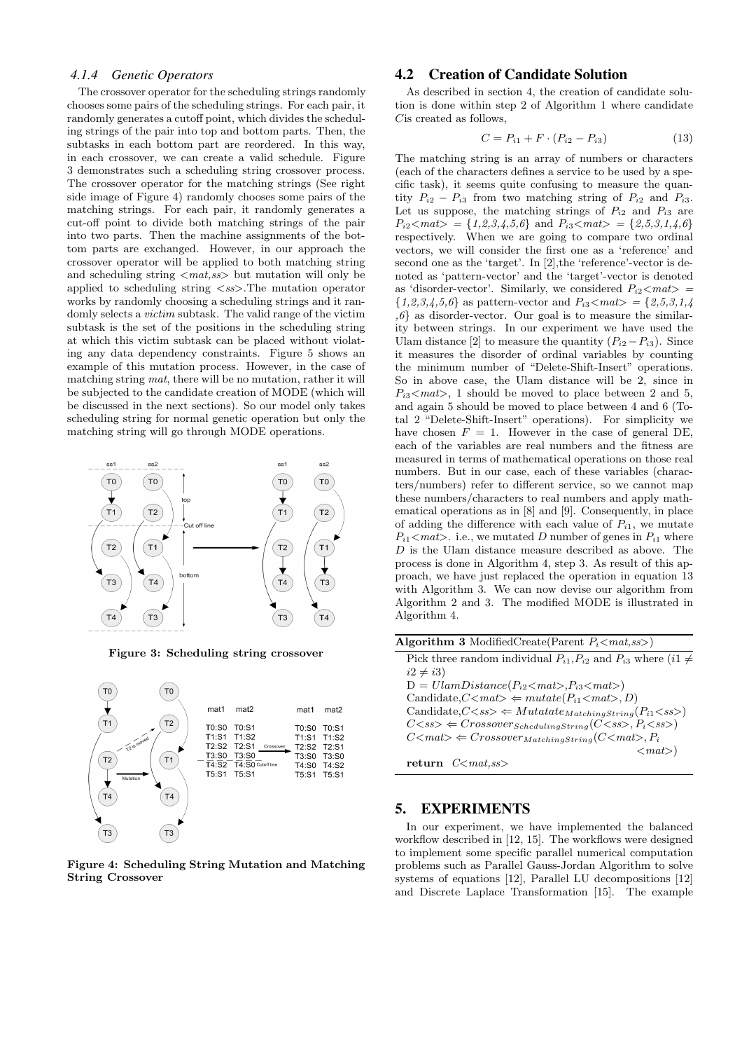### 4.1.4 Genetic Operators

The crossover operator for the scheduling strings randomly chooses some pairs of the scheduling strings. For each pair, it randomly generates a cutoff point, which divides the scheduling strings of the pair into top and bottom parts. Then, the subtasks in each bottom part are reordered. In this way, in each crossover, we can create a valid schedule. Figure 3 demonstrates such a scheduling string crossover process. The crossover operator for the matching strings (See right side image of Figure 4) randomly chooses some pairs of the matching strings. For each pair, it randomly generates a cut-off point to divide both matching strings of the pair into two parts. Then the machine assignments of the bottom parts are exchanged. However, in our approach the crossover operator will be applied to both matching string and scheduling string <*mat,ss*> but mutation will only be applied to scheduling string <*ss*>.The mutation operator works by randomly choosing a scheduling strings and it randomly selects a *victim* subtask. The valid range of the victim subtask is the set of the positions in the scheduling string at which this victim subtask can be placed without violating any data dependency constraints. Figure 5 shows an example of this mutation process. However, in the case of matching string *mat*, there will be no mutation, rather it will be subjected to the candidate creation of MODE (which will be discussed in the next sections). So our model only takes scheduling string for normal genetic operation but only the matching string will go through MODE operations.

**Figure 3: Scheduling string crossover**

**Figure 4: Scheduling String Mutation and Matching String Crossover**

## 4.2 Creation of Candidate Solution

As described in section 4, the creation of candidate solution is done within step 2 of Algorithm 1 where candidate $C$is created as follows,

$$C = P_{i1} + F \cdot (P_{i2} - P_{i3}) \tag{13}$$

The matching string is an array of numbers or characters (each of the characters defines a service to be used by a specific task), it seems quite confusing to measure the quantity $P_{i2} - P_{i3}$ from two matching string of $P_{i2}$ and $P_{i3}$. Let us suppose, the matching strings of $P_{i2}$ and $P_{i3}$ are $P_{i2}$<*mat*> = {*1,2,3,4,5,6*} and $P_{i3}$<*mat*> = {*2,5,3,1,4,6*} respectively. When we are going to compare two ordinal vectors, we will consider the first one as a 'reference' and second one as the 'target'. In [2],the 'reference'-vector is denoted as 'pattern-vector' and the 'target'-vector is denoted as 'disorder-vector'. Similarly, we considered $P_{i2}$<*mat*> = {*1,2,3,4,5,6*} as pattern-vector and $P_{i3}$<*mat*> = {*2,5,3,1,4 ,6*} as disorder-vector. Our goal is to measure the similarity between strings. In our experiment we have used the Ulam distance [2] to measure the quantity ($P_{i2} - P_{i3}$). Since it measures the disorder of ordinal variables by counting the minimum number of "Delete-Shift-Insert" operations. So in above case, the Ulam distance will be 2, since in $P_{i3}$<*mat*>, 1 should be moved to place between 2 and 5, and again 5 should be moved to place between 4 and 6 (Total 2 "Delete-Shift-Insert" operations). For simplicity we have chosen $F = 1$. However in the case of general DE, each of the variables are real numbers and the fitness are measured in terms of mathematical operations on those real numbers. But in our case, each of these variables (characters/numbers) refer to different service, so we cannot map these numbers/characters to real numbers and apply mathematical operations as in [8] and [9]. Consequently, in place of adding the difference with each value of $P_{i1}$, we mutate $P_{i1}$<*mat*>. i.e., we mutated $D$ number of genes in $P_{i1}$ where $D$ is the Ulam distance measure described as above. The process is done in Algorithm 4, step 3. As result of this approach, we have just replaced the operation in equation 13 with Algorithm 3. We can now devise our algorithm from Algorithm 2 and 3. The modified MODE is illustrated in Algorithm 4.

**Algorithm 3** ModifiedCreate(Parent $P_i$<*mat,ss*>)

```
Pick three random individual P_i1,P_i2 and P_i3 where (i1 ≠ i2 ≠ i3)
D = UlamDistance(P_i2<mat>,P_i3<mat>)
Candidate,C<mat> ⇐ mutate(P_i1<mat>, D)
Candidate,C<ss> ⇐ Mutatate_MatchingString(P_i1<ss>)
C<ss> ⇐ Crossover_SchedulingString(C<ss>, P_i<ss>)
C<mat> ⇐ Crossover_MatchingString(C<mat>, P_i<mat>)
return C<mat,ss>
```

# 5. EXPERIMENTS

In our experiment, we have implemented the balanced workflow described in [12, 15]. The workflows were designed to implement some specific parallel numerical computation problems such as Parallel Gauss-Jordan Algorithm to solve systems of equations [12], Parallel LU decompositions [12] and Discrete Laplace Transformation [15]. The example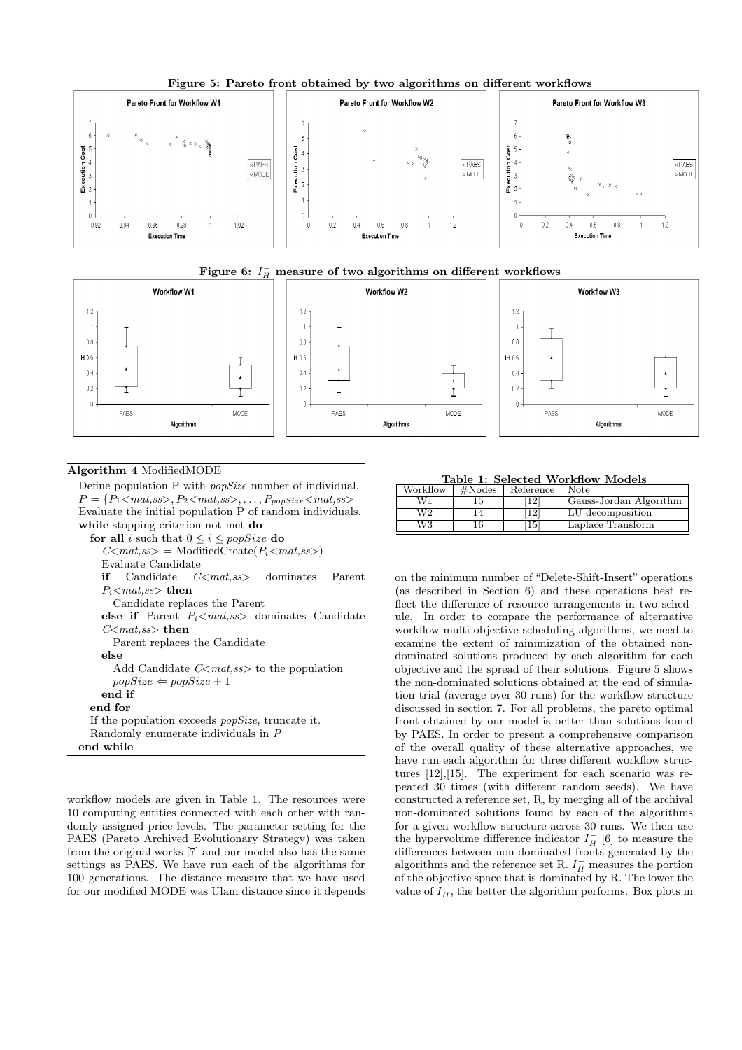**Figure 5: Pareto front obtained by two algorithms on different workflows**

**Figure 6: $I_H^-$ measure of two algorithms on different workflows**

**Algorithm 4** ModifiedMODE

Define population P with *popSize* number of individual.
$P = \{P_1\text{<}mat,ss\text{>}, P_2\text{<}mat,ss\text{>}, \ldots, P_{popSize}\text{<}mat,ss\text{>}$
Evaluate the initial population P of random individuals.
**while** stopping criterion not met **do**
  **for all** $i$ such that $0 \leq i \leq popSize$ **do**
    $C\text{<}mat,ss\text{>}$ = ModifiedCreate($P_i\text{<}mat,ss\text{>}$)
    Evaluate Candidate
    **if** Candidate $C\text{<}mat,ss\text{>}$ dominates Parent $P_i\text{<}mat,ss\text{>}$ **then**
      Candidate replaces the Parent
    **else if** Parent $P_i\text{<}mat,ss\text{>}$ dominates Candidate $C\text{<}mat,ss\text{>}$ **then**
      Parent replaces the Candidate
    **else**
      Add Candidate $C\text{<}mat,ss\text{>}$ to the population
      $popSize \Leftarrow popSize + 1$
    **end if**
  **end for**
  If the population exceeds *popSize*, truncate it.
  Randomly enumerate individuals in $P$
**end while**

workflow models are given in Table 1. The resources were 10 computing entities connected with each other with randomly assigned price levels. The parameter setting for the PAES (Pareto Archived Evolutionary Strategy) was taken from the original works [7] and our model also has the same settings as PAES. We have run each of the algorithms for 100 generations. The distance measure that we have used for our modified MODE was Ulam distance since it depends on the minimum number of "Delete-Shift-Insert" operations (as described in Section 6) and these operations best reflect the difference of resource arrangements in two schedule. In order to compare the performance of alternative workflow multi-objective scheduling algorithms, we need to examine the extent of minimization of the obtained non-dominated solutions produced by each algorithm for each objective and the spread of their solutions. Figure 5 shows the non-dominated solutions obtained at the end of simulation trial (average over 30 runs) for the workflow structure discussed in section 7. For all problems, the pareto optimal front obtained by our model is better than solutions found by PAES. In order to present a comprehensive comparison of the overall quality of these alternative approaches, we have run each algorithm for three different workflow structures [12],[15]. The experiment for each scenario was repeated 30 times (with different random seeds). We have constructed a reference set, R, by merging all of the archival non-dominated solutions found by each of the algorithms for a given workflow structure across 30 runs. We then use the hypervolume difference indicator $I_H^-$ [6] to measure the differences between non-dominated fronts generated by the algorithms and the reference set R. $I_H^-$ measures the portion of the objective space that is dominated by R. The lower the value of $I_H^-$, the better the algorithm performs. Box plots in

**Table 1: Selected Workflow Models**

| Workflow | #Nodes | Reference | Note |
|---|---|---|---|
| W1 | 15 | [12] | Gauss-Jordan Algorithm |
| W2 | 14 | [12] | LU decomposition |
| W3 | 16 | [15] | Laplace Transform |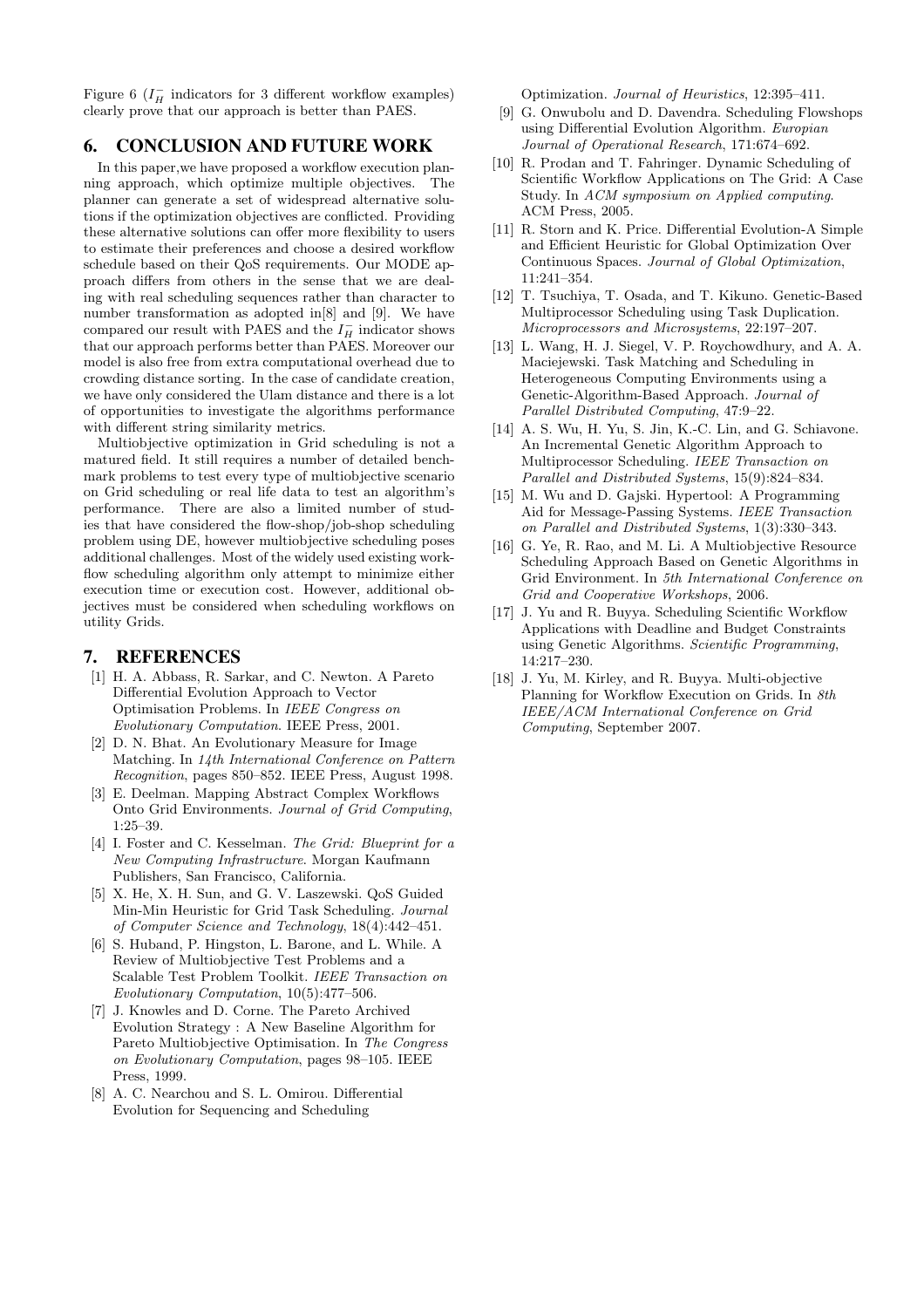Figure 6 ($I_H^-$ indicators for 3 different workflow examples) clearly prove that our approach is better than PAES.

## 6. CONCLUSION AND FUTURE WORK

In this paper,we have proposed a workflow execution planning approach, which optimize multiple objectives. The planner can generate a set of widespread alternative solutions if the optimization objectives are conflicted. Providing these alternative solutions can offer more flexibility to users to estimate their preferences and choose a desired workflow schedule based on their QoS requirements. Our MODE approach differs from others in the sense that we are dealing with real scheduling sequences rather than character to number transformation as adopted in[8] and [9]. We have compared our result with PAES and the $I_H^-$ indicator shows that our approach performs better than PAES. Moreover our model is also free from extra computational overhead due to crowding distance sorting. In the case of candidate creation, we have only considered the Ulam distance and there is a lot of opportunities to investigate the algorithms performance with different string similarity metrics.

Multiobjective optimization in Grid scheduling is not a matured field. It still requires a number of detailed benchmark problems to test every type of multiobjective scenario on Grid scheduling or real life data to test an algorithm's performance. There are also a limited number of studies that have considered the flow-shop/job-shop scheduling problem using DE, however multiobjective scheduling poses additional challenges. Most of the widely used existing workflow scheduling algorithm only attempt to minimize either execution time or execution cost. However, additional objectives must be considered when scheduling workflows on utility Grids.

## 7. REFERENCES

[1] H. A. Abbass, R. Sarkar, and C. Newton. A Pareto Differential Evolution Approach to Vector Optimisation Problems. In *IEEE Congress on Evolutionary Computation*. IEEE Press, 2001.

[2] D. N. Bhat. An Evolutionary Measure for Image Matching. In *14th International Conference on Pattern Recognition*, pages 850–852. IEEE Press, August 1998.

[3] E. Deelman. Mapping Abstract Complex Workflows Onto Grid Environments. *Journal of Grid Computing*, 1:25–39.

[4] I. Foster and C. Kesselman. *The Grid: Blueprint for a New Computing Infrastructure*. Morgan Kaufmann Publishers, San Francisco, California.

[5] X. He, X. H. Sun, and G. V. Laszewski. QoS Guided Min-Min Heuristic for Grid Task Scheduling. *Journal of Computer Science and Technology*, 18(4):442–451.

[6] S. Huband, P. Hingston, L. Barone, and L. While. A Review of Multiobjective Test Problems and a Scalable Test Problem Toolkit. *IEEE Transaction on Evolutionary Computation*, 10(5):477–506.

[7] J. Knowles and D. Corne. The Pareto Archived Evolution Strategy : A New Baseline Algorithm for Pareto Multiobjective Optimisation. In *The Congress on Evolutionary Computation*, pages 98–105. IEEE Press, 1999.

[8] A. C. Nearchou and S. L. Omirou. Differential Evolution for Sequencing and Scheduling Optimization. *Journal of Heuristics*, 12:395–411.

[9] G. Onwubolu and D. Davendra. Scheduling Flowshops using Differential Evolution Algorithm. *Europian Journal of Operational Research*, 171:674–692.

[10] R. Prodan and T. Fahringer. Dynamic Scheduling of Scientific Workflow Applications on The Grid: A Case Study. In *ACM symposium on Applied computing*. ACM Press, 2005.

[11] R. Storn and K. Price. Differential Evolution-A Simple and Efficient Heuristic for Global Optimization Over Continuous Spaces. *Journal of Global Optimization*, 11:241–354.

[12] T. Tsuchiya, T. Osada, and T. Kikuno. Genetic-Based Multiprocessor Scheduling using Task Duplication. *Microprocessors and Microsystems*, 22:197–207.

[13] L. Wang, H. J. Siegel, V. P. Roychowdhury, and A. A. Maciejewski. Task Matching and Scheduling in Heterogeneous Computing Environments using a Genetic-Algorithm-Based Approach. *Journal of Parallel Distributed Computing*, 47:9–22.

[14] A. S. Wu, H. Yu, S. Jin, K.-C. Lin, and G. Schiavone. An Incremental Genetic Algorithm Approach to Multiprocessor Scheduling. *IEEE Transaction on Parallel and Distributed Systems*, 15(9):824–834.

[15] M. Wu and D. Gajski. Hypertool: A Programming Aid for Message-Passing Systems. *IEEE Transaction on Parallel and Distributed Systems*, 1(3):330–343.

[16] G. Ye, R. Rao, and M. Li. A Multiobjective Resource Scheduling Approach Based on Genetic Algorithms in Grid Environment. In *5th International Conference on Grid and Cooperative Workshops*, 2006.

[17] J. Yu and R. Buyya. Scheduling Scientific Workflow Applications with Deadline and Budget Constraints using Genetic Algorithms. *Scientific Programming*, 14:217–230.

[18] J. Yu, M. Kirley, and R. Buyya. Multi-objective Planning for Workflow Execution on Grids. In *8th IEEE/ACM International Conference on Grid Computing*, September 2007.